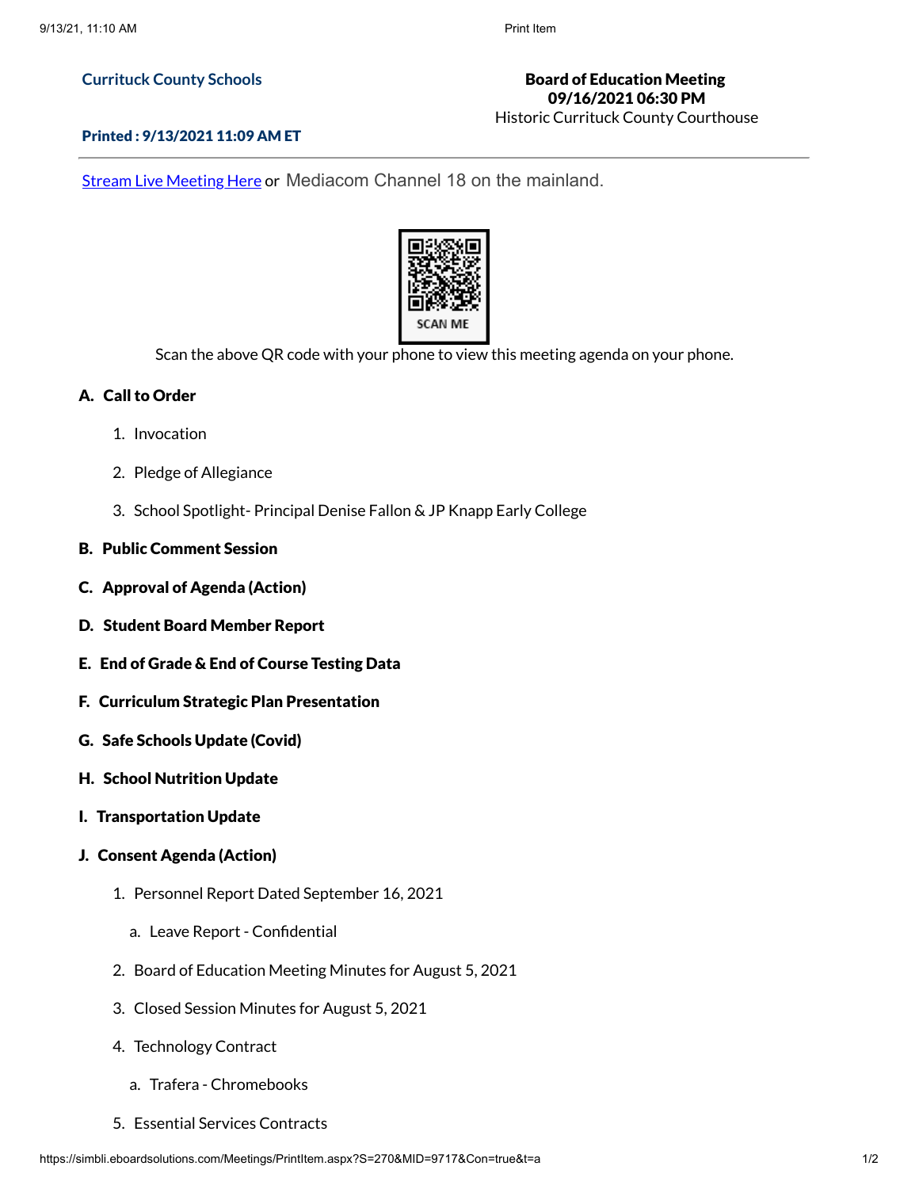**Curricuck County Schools**

**Board of Education Meeting**
**09/16/2021 06:30 PM**
Historic Currituck County Courthouse

**Printed : 9/13/2021 11:09 AM ET**

---

Stream Live Meeting Here or Mediacom Channel 18 on the mainland.

SCAN ME

Scan the above QR code with your phone to view this meeting agenda on your phone.

**A. Call to Order**

1. Invocation
2. Pledge of Allegiance
3. School Spotlight- Principal Denise Fallon & JP Knapp Early College

**B. Public Comment Session**

**C. Approval of Agenda (Action)**

**D. Student Board Member Report**

**E. End of Grade & End of Course Testing Data**

**F. Curriculum Strategic Plan Presentation**

**G. Safe Schools Update (Covid)**

**H. School Nutrition Update**

**I. Transportation Update**

**J. Consent Agenda (Action)**

1. Personnel Report Dated September 16, 2021
   a. Leave Report - Confidential
2. Board of Education Meeting Minutes for August 5, 2021
3. Closed Session Minutes for August 5, 2021
4. Technology Contract
   a. Trafera - Chromebooks
5. Essential Services Contracts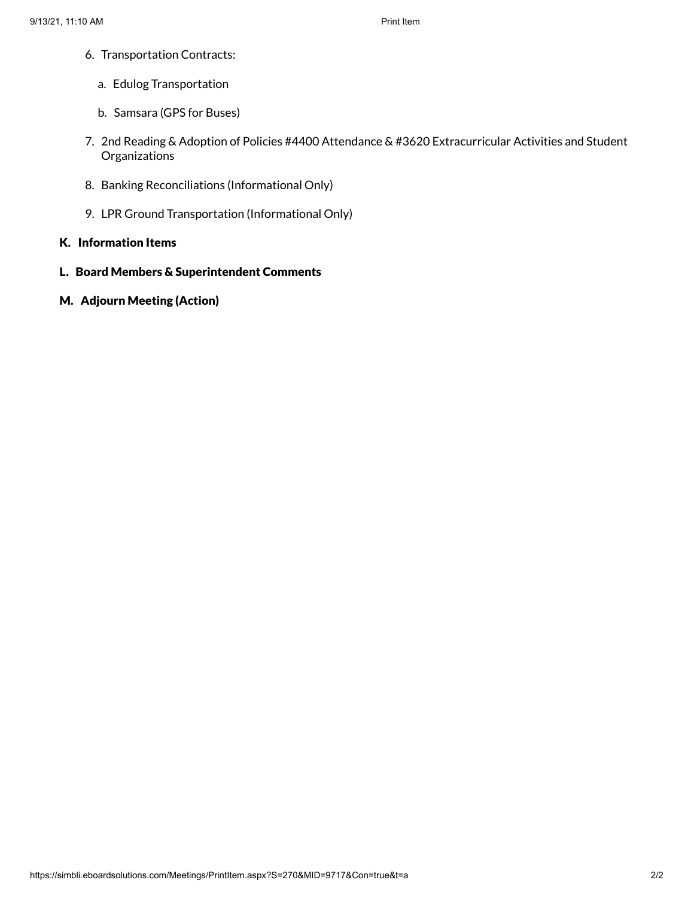6. Transportation Contracts:

   a. Edulog Transportation

   b. Samsara (GPS for Buses)

7. 2nd Reading & Adoption of Policies #4400 Attendance & #3620 Extracurricular Activities and Student Organizations

8. Banking Reconciliations (Informational Only)

9. LPR Ground Transportation (Informational Only)

**K. Information Items**

**L. Board Members & Superintendent Comments**

**M. Adjourn Meeting (Action)**